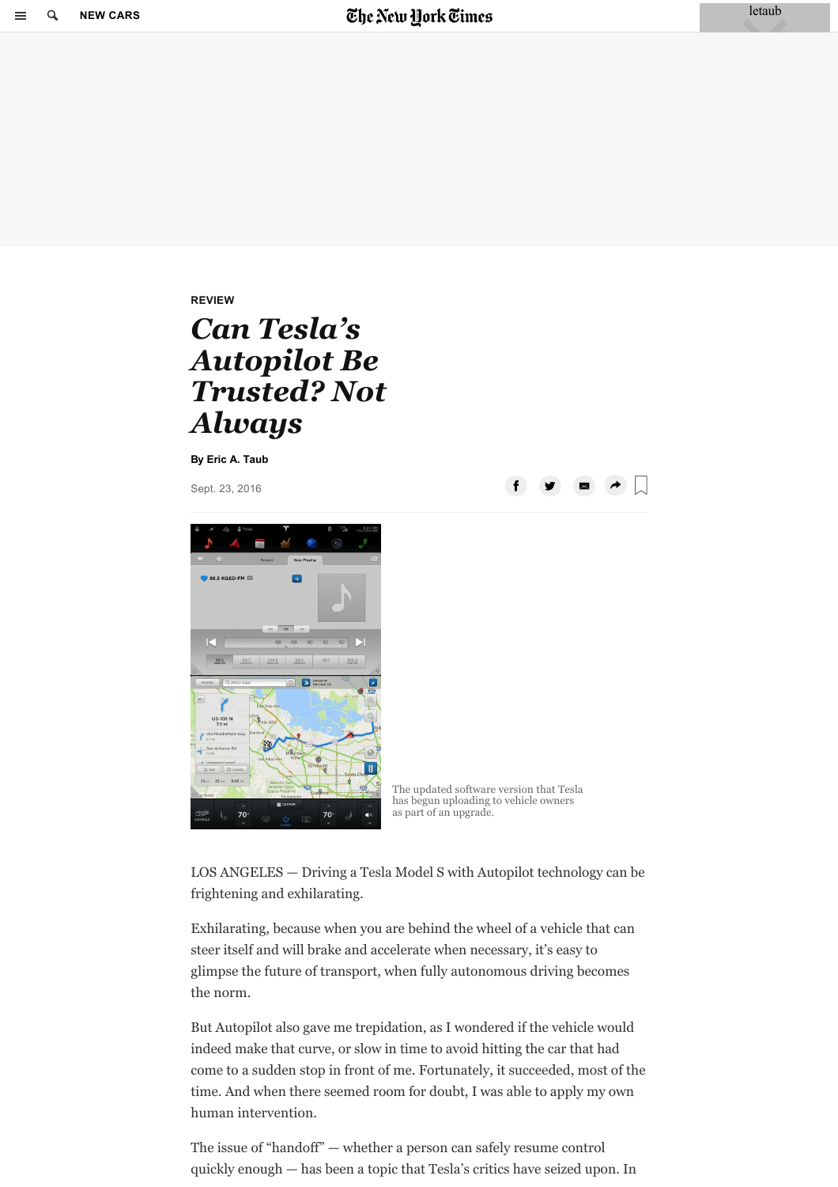REVIEW

# Can Tesla's Autopilot Be Trusted? Not Always

By Eric A. Taub

Sept. 23, 2016

The updated software version that Tesla has begun uploading to vehicle owners as part of an upgrade.

LOS ANGELES — Driving a Tesla Model S with Autopilot technology can be frightening and exhilarating.

Exhilarating, because when you are behind the wheel of a vehicle that can steer itself and will brake and accelerate when necessary, it's easy to glimpse the future of transport, when fully autonomous driving becomes the norm.

But Autopilot also gave me trepidation, as I wondered if the vehicle would indeed make that curve, or slow in time to avoid hitting the car that had come to a sudden stop in front of me. Fortunately, it succeeded, most of the time. And when there seemed room for doubt, I was able to apply my own human intervention.

The issue of "handoff" — whether a person can safely resume control quickly enough — has been a topic that Tesla's critics have seized upon. In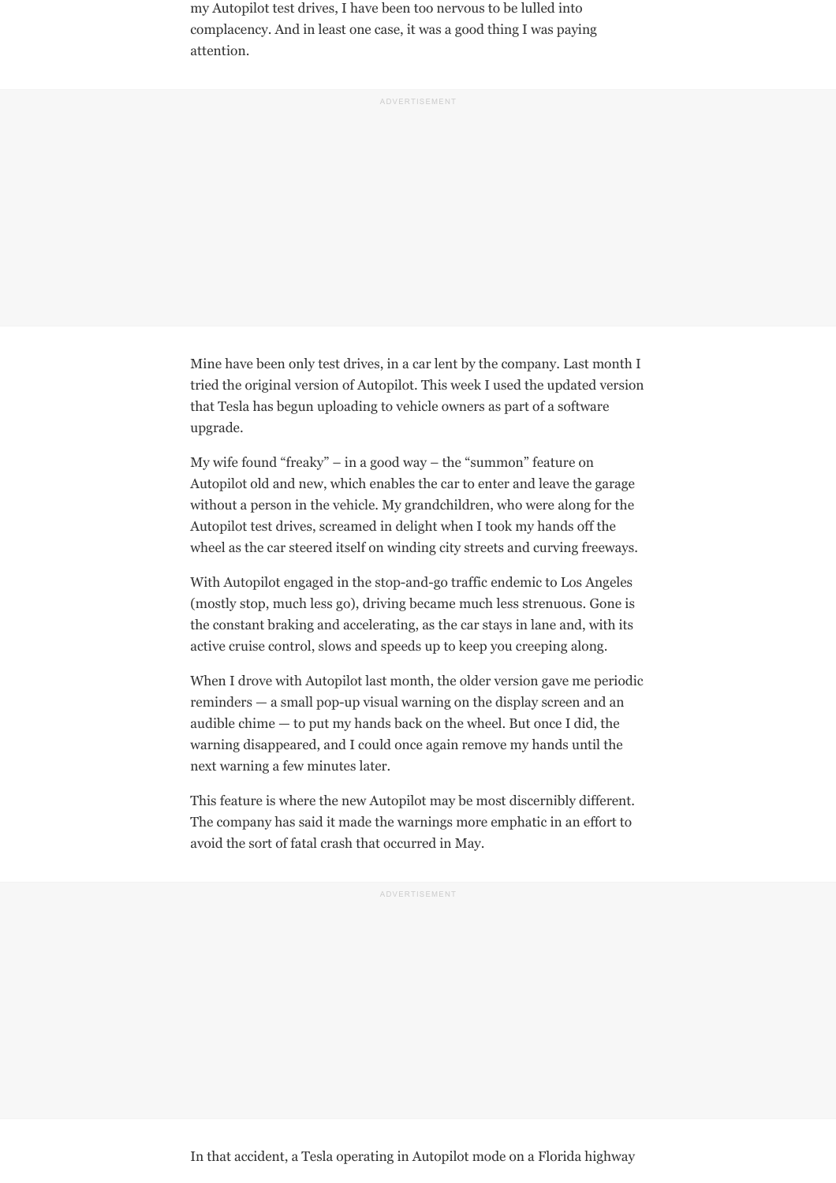my Autopilot test drives, I have been too nervous to be lulled into complacency. And in least one case, it was a good thing I was paying attention.

Mine have been only test drives, in a car lent by the company. Last month I tried the original version of Autopilot. This week I used the updated version that Tesla has begun uploading to vehicle owners as part of a software upgrade.

My wife found “freaky” – in a good way – the “summon” feature on Autopilot old and new, which enables the car to enter and leave the garage without a person in the vehicle. My grandchildren, who were along for the Autopilot test drives, screamed in delight when I took my hands off the wheel as the car steered itself on winding city streets and curving freeways.

With Autopilot engaged in the stop-and-go traffic endemic to Los Angeles (mostly stop, much less go), driving became much less strenuous. Gone is the constant braking and accelerating, as the car stays in lane and, with its active cruise control, slows and speeds up to keep you creeping along.

When I drove with Autopilot last month, the older version gave me periodic reminders — a small pop-up visual warning on the display screen and an audible chime — to put my hands back on the wheel. But once I did, the warning disappeared, and I could once again remove my hands until the next warning a few minutes later.

This feature is where the new Autopilot may be most discernibly different. The company has said it made the warnings more emphatic in an effort to avoid the sort of fatal crash that occurred in May.

In that accident, a Tesla operating in Autopilot mode on a Florida highway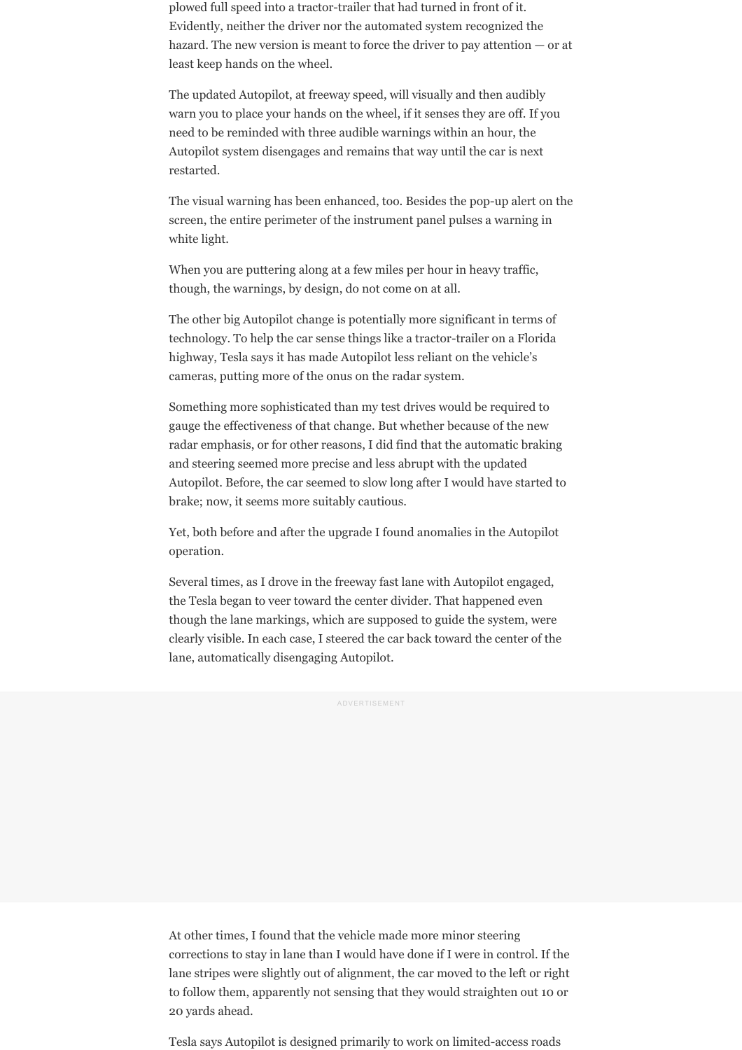plowed full speed into a tractor-trailer that had turned in front of it. Evidently, neither the driver nor the automated system recognized the hazard. The new version is meant to force the driver to pay attention — or at least keep hands on the wheel.

The updated Autopilot, at freeway speed, will visually and then audibly warn you to place your hands on the wheel, if it senses they are off. If you need to be reminded with three audible warnings within an hour, the Autopilot system disengages and remains that way until the car is next restarted.

The visual warning has been enhanced, too. Besides the pop-up alert on the screen, the entire perimeter of the instrument panel pulses a warning in white light.

When you are puttering along at a few miles per hour in heavy traffic, though, the warnings, by design, do not come on at all.

The other big Autopilot change is potentially more significant in terms of technology. To help the car sense things like a tractor-trailer on a Florida highway, Tesla says it has made Autopilot less reliant on the vehicle's cameras, putting more of the onus on the radar system.

Something more sophisticated than my test drives would be required to gauge the effectiveness of that change. But whether because of the new radar emphasis, or for other reasons, I did find that the automatic braking and steering seemed more precise and less abrupt with the updated Autopilot. Before, the car seemed to slow long after I would have started to brake; now, it seems more suitably cautious.

Yet, both before and after the upgrade I found anomalies in the Autopilot operation.

Several times, as I drove in the freeway fast lane with Autopilot engaged, the Tesla began to veer toward the center divider. That happened even though the lane markings, which are supposed to guide the system, were clearly visible. In each case, I steered the car back toward the center of the lane, automatically disengaging Autopilot.

At other times, I found that the vehicle made more minor steering corrections to stay in lane than I would have done if I were in control. If the lane stripes were slightly out of alignment, the car moved to the left or right to follow them, apparently not sensing that they would straighten out 10 or 20 yards ahead.

Tesla says Autopilot is designed primarily to work on limited-access roads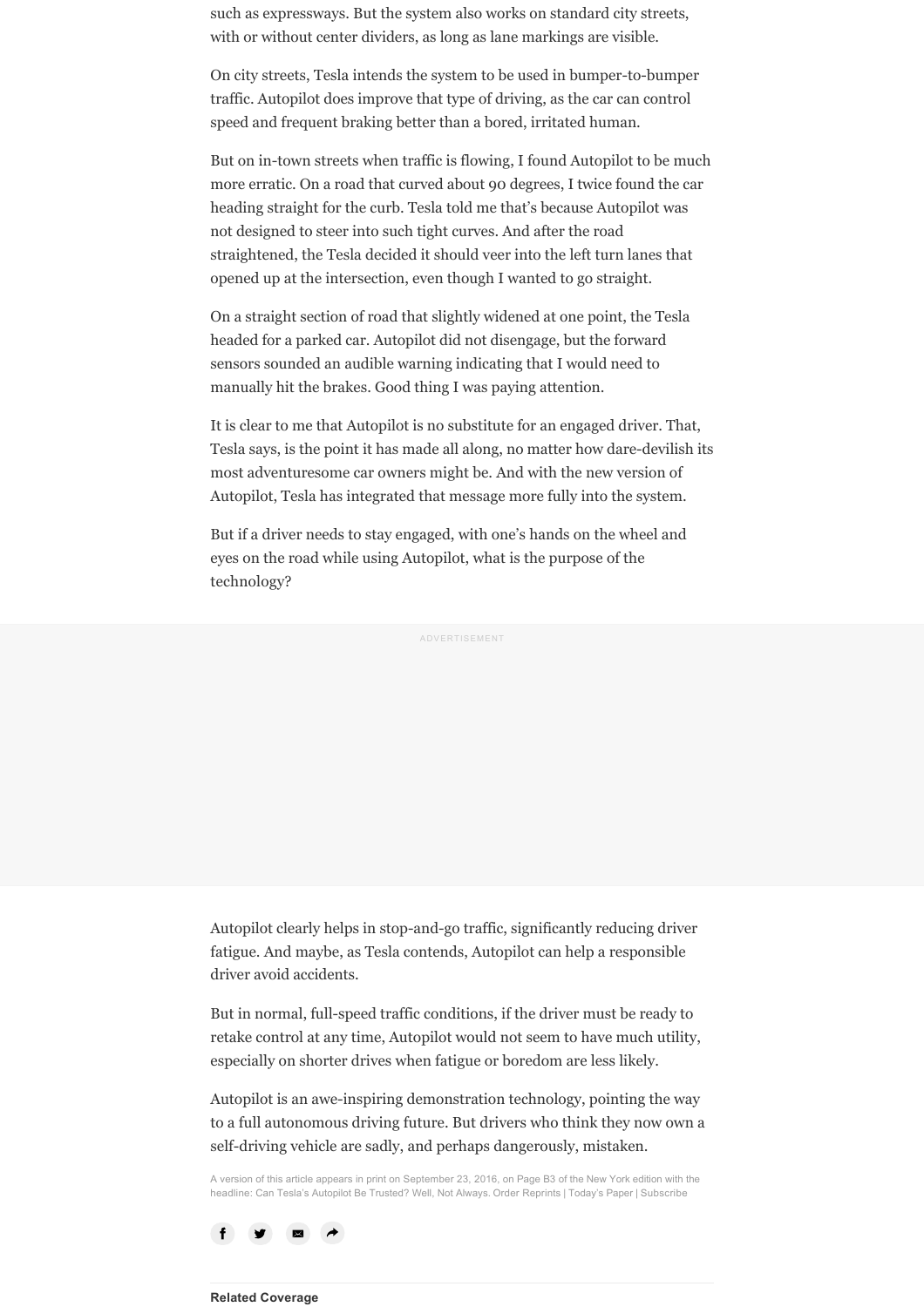such as expressways. But the system also works on standard city streets, with or without center dividers, as long as lane markings are visible.

On city streets, Tesla intends the system to be used in bumper-to-bumper traffic. Autopilot does improve that type of driving, as the car can control speed and frequent braking better than a bored, irritated human.

But on in-town streets when traffic is flowing, I found Autopilot to be much more erratic. On a road that curved about 90 degrees, I twice found the car heading straight for the curb. Tesla told me that's because Autopilot was not designed to steer into such tight curves. And after the road straightened, the Tesla decided it should veer into the left turn lanes that opened up at the intersection, even though I wanted to go straight.

On a straight section of road that slightly widened at one point, the Tesla headed for a parked car. Autopilot did not disengage, but the forward sensors sounded an audible warning indicating that I would need to manually hit the brakes. Good thing I was paying attention.

It is clear to me that Autopilot is no substitute for an engaged driver. That, Tesla says, is the point it has made all along, no matter how dare-devilish its most adventuresome car owners might be. And with the new version of Autopilot, Tesla has integrated that message more fully into the system.

But if a driver needs to stay engaged, with one's hands on the wheel and eyes on the road while using Autopilot, what is the purpose of the technology?

Autopilot clearly helps in stop-and-go traffic, significantly reducing driver fatigue. And maybe, as Tesla contends, Autopilot can help a responsible driver avoid accidents.

But in normal, full-speed traffic conditions, if the driver must be ready to retake control at any time, Autopilot would not seem to have much utility, especially on shorter drives when fatigue or boredom are less likely.

Autopilot is an awe-inspiring demonstration technology, pointing the way to a full autonomous driving future. But drivers who think they now own a self-driving vehicle are sadly, and perhaps dangerously, mistaken.

A version of this article appears in print on September 23, 2016, on Page B3 of the New York edition with the headline: Can Tesla's Autopilot Be Trusted? Well, Not Always. Order Reprints | Today's Paper | Subscribe

**Related Coverage**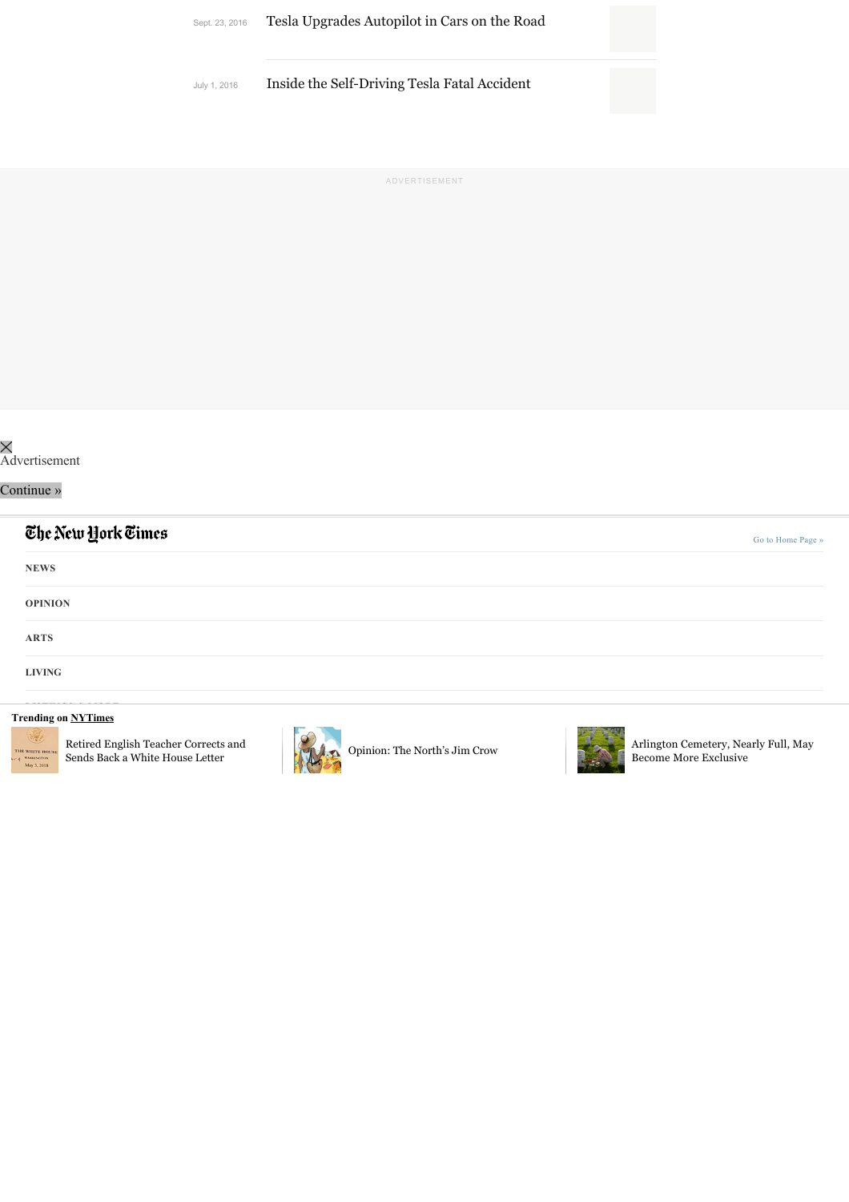Sept. 23, 2016 Tesla Upgrades Autopilot in Cars on the Road

July 1, 2016 Inside the Self-Driving Tesla Fatal Accident

ADVERTISEMENT

Advertisement

Continue »

The New York Times

Go to Home Page »

NEWS

OPINION

ARTS

LIVING

Trending on NYTimes

Retired English Teacher Corrects and Sends Back a White House Letter

Opinion: The North's Jim Crow

Arlington Cemetery, Nearly Full, May Become More Exclusive